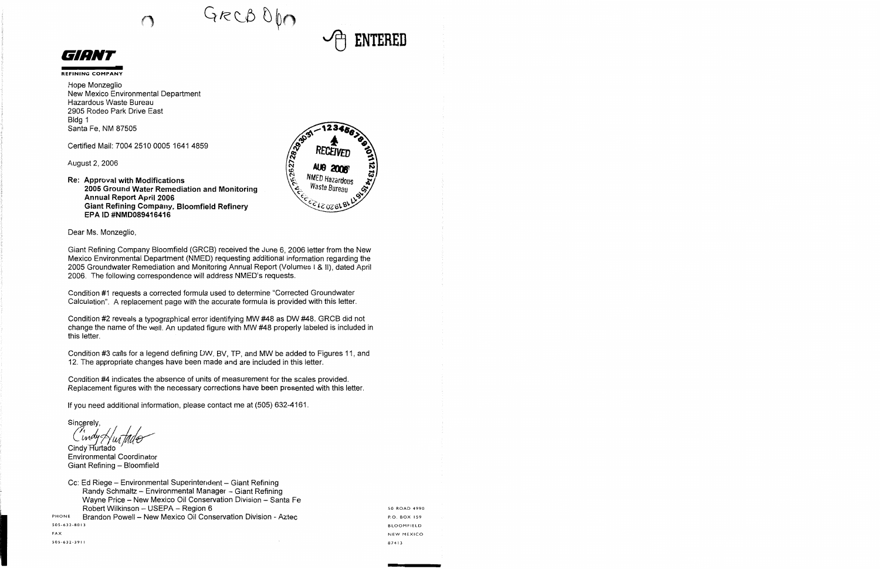GRCB OPN

ENTERED

**GIANT**

REFINING COMPANY

Hope Monzeglio
New Mexico Environmental Department
Hazardous Waste Bureau
2905 Rodeo Park Drive East
Bldg 1
Santa Fe, NM 87505

Certified Mail: 7004 2510 0005 1641 4859

August 2, 2006

RECEIVED
AUG 2006
NMED Hazardous Waste Bureau

**Re: Approval with Modifications**
**2005 Ground Water Remediation and Monitoring Annual Report April 2006**
**Giant Refining Company, Bloomfield Refinery**
**EPA ID #NMD089416416**

Dear Ms. Monzeglio,

Giant Refining Company Bloomfield (GRCB) received the June 6, 2006 letter from the New Mexico Environmental Department (NMED) requesting additional information regarding the 2005 Groundwater Remediation and Monitoring Annual Report (Volumes I & II), dated April 2006. The following correspondence will address NMED's requests.

Condition #1 requests a corrected formula used to determine "Corrected Groundwater Calculation". A replacement page with the accurate formula is provided with this letter.

Condition #2 reveals a typographical error identifying MW #48 as DW #48. GRCB did not change the name of the well. An updated figure with MW #48 properly labeled is included in this letter.

Condition #3 calls for a legend defining DW, BV, TP, and MW be added to Figures 11, and 12. The appropriate changes have been made and are included in this letter.

Condition #4 indicates the absence of units of measurement for the scales provided. Replacement figures with the necessary corrections have been presented with this letter.

If you need additional information, please contact me at (505) 632-4161.

Sincerely,

Cindy Hurtado

Cindy Hurtado
Environmental Coordinator
Giant Refining – Bloomfield

Cc: Ed Riege – Environmental Superintendent – Giant Refining
Randy Schmaltz – Environmental Manager – Giant Refining
Wayne Price – New Mexico Oil Conservation Division – Santa Fe
Robert Wilkinson – USEPA – Region 6
Brandon Powell – New Mexico Oil Conservation Division - Aztec

PHONE
505-632-8013
FAX
505-632-3911

50 ROAD 4990
P.O. BOX 159
BLOOMFIELD
NEW MEXICO
87413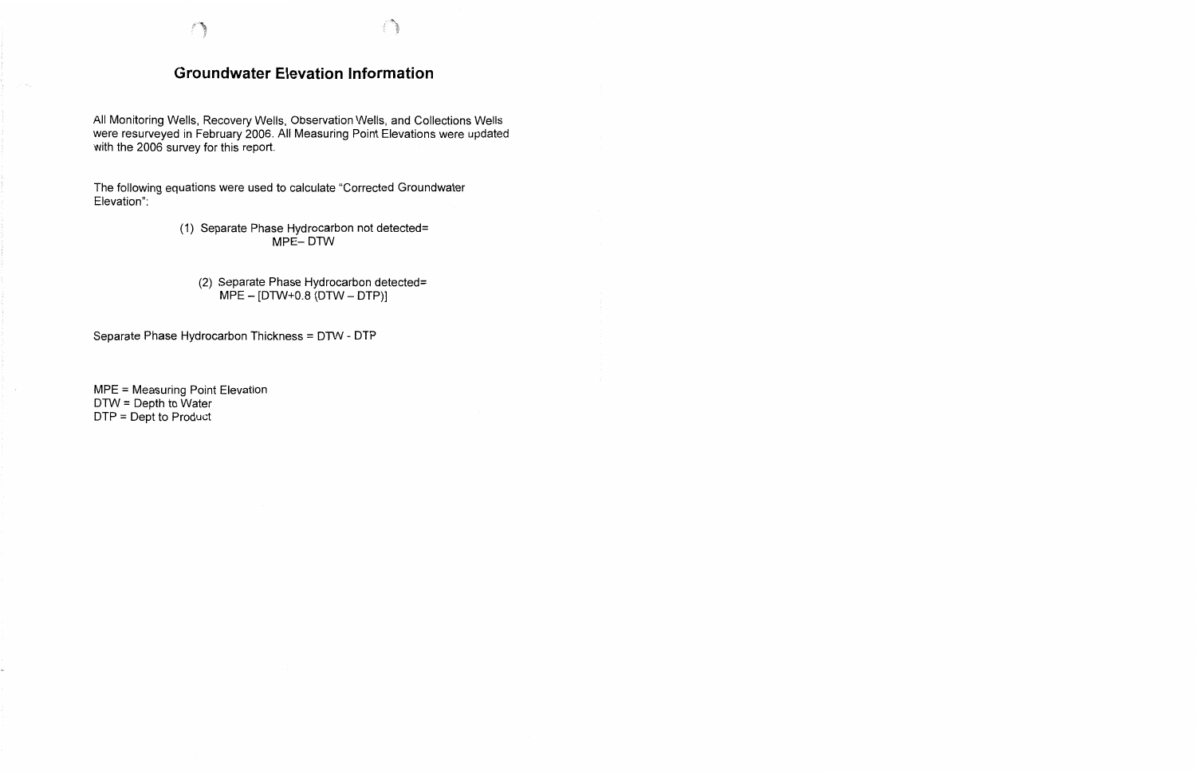# Groundwater Elevation Information

All Monitoring Wells, Recovery Wells, Observation Wells, and Collections Wells were resurveyed in February 2006. All Measuring Point Elevations were updated with the 2006 survey for this report.

The following equations were used to calculate "Corrected Groundwater Elevation":

(1) Separate Phase Hydrocarbon not detected=

$$MPE - DTW$$

(2) Separate Phase Hydrocarbon detected=

$$MPE - [DTW + 0.8\,(DTW - DTP)]$$

Separate Phase Hydrocarbon Thickness = DTW - DTP

MPE = Measuring Point Elevation
DTW = Depth to Water
DTP = Dept to Product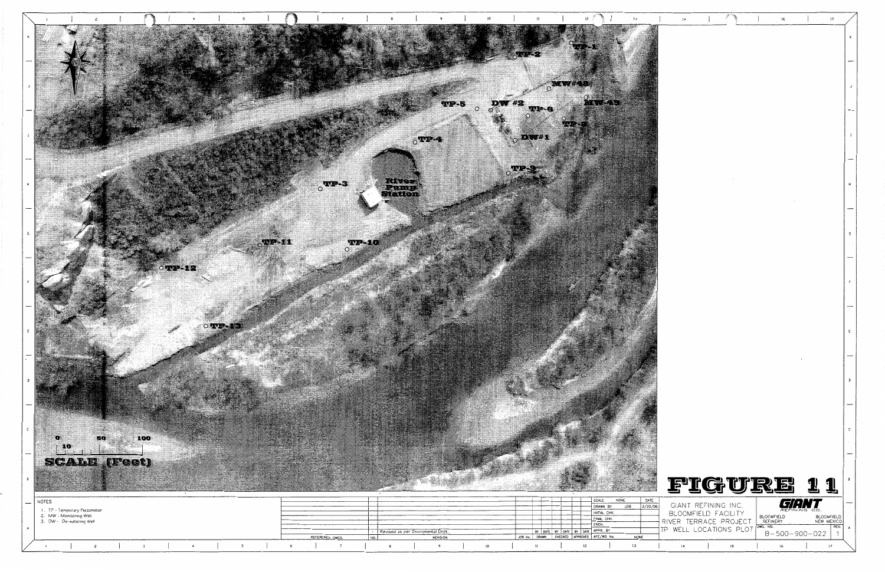TP-1

TP-2

MW#48

MW-49

TP-5

DW #2

TP-6

TP-8

DW#1

TP-4

TP-9

TP-3

River Pump Station

TP-11

TP-10

TP-12

TP-13

0 10 50 100

SCALE (Feet)

# FIGURE 11

NOTES

1. TP - Temporary Piezometer
2. MW - Monitoring Well
3. DW - De-watering Well

| NO. | REVISION | BY | DATE | BY | DATE | BY | DATE |
|---|---|---|---|---|---|---|---|
| 1 | Revised as per Enviromental Dept. | | | | | | |
| | REFERENCE DWGS. | JOB No. DRAWN | | CHECKED | | APPROVED | |

| | | | |
|---|---|---|---|
| SCALE | NONE | DATE | |
| DRAWN BY | LDB | 3/20/06 | |
| INITIAL CHK. | | | |
| FINAL CHK. | | | |
| ENGR. | | | |
| APPR. BY | | | |
| AFE/WO No. | NONE | | |

GIANT REFINING INC.
BLOOMFIELD FACILITY
RIVER TERRACE PROJECT
TP WELL LOCATIONS PLOT

GIANT REFINING CO.

BLOOMFIELD REFINERY — BLOOMFIELD NEW MEXICO

DWG. NO. B-500-900-022 — REV. 1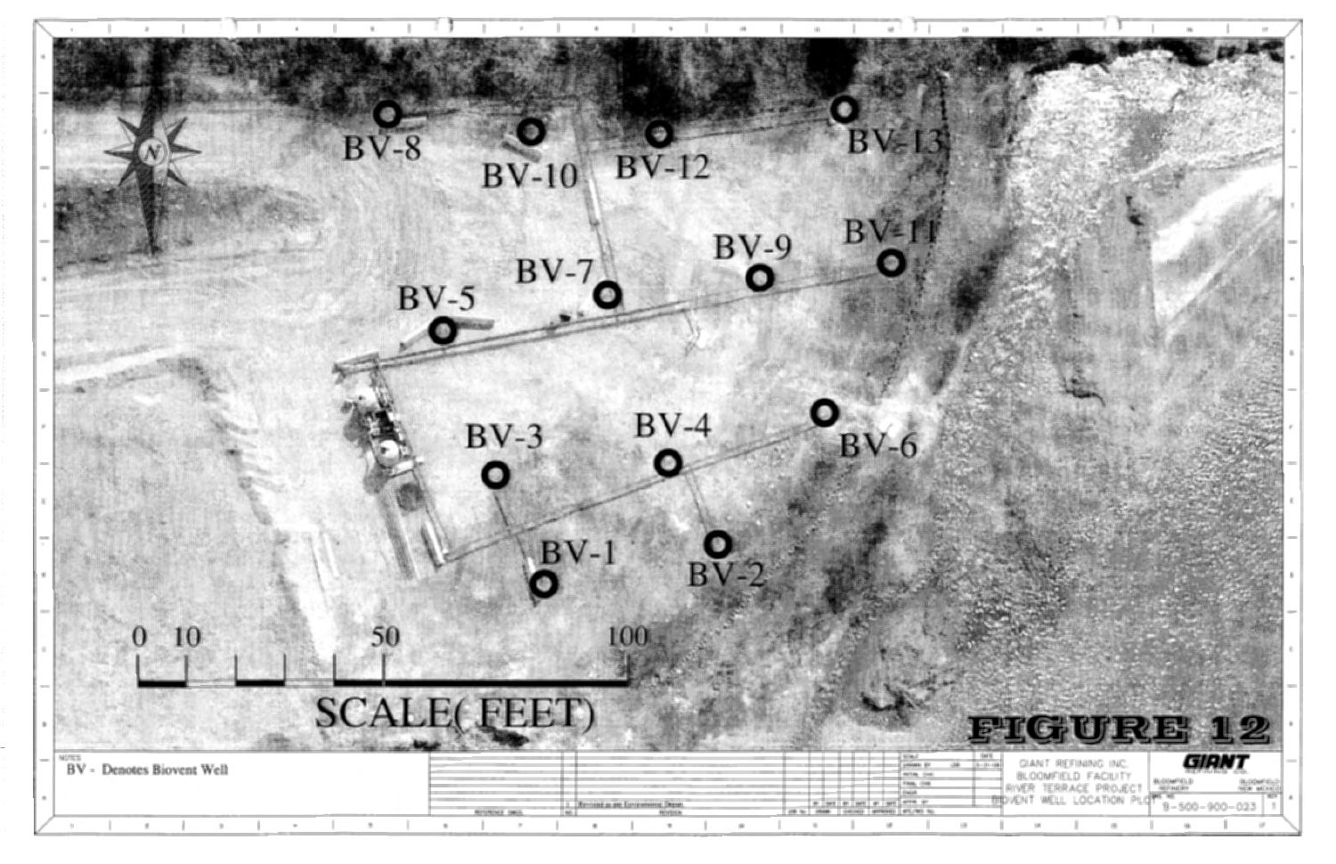BV-8

BV-10

BV-12

BV-13

BV-11

BV-9

BV-7

BV-5

BV-3

BV-4

BV-6

BV-1

BV-2

0 10 50 100

SCALE( FEET)

# FIGURE 12

NOTES

BV - Denotes Biovent Well

GIANT REFINING INC.
BLOOMFIELD FACILITY
RIVER TERRACE PROJECT
BIOVENT WELL LOCATION PLOT

GIANT

9-500-900-023